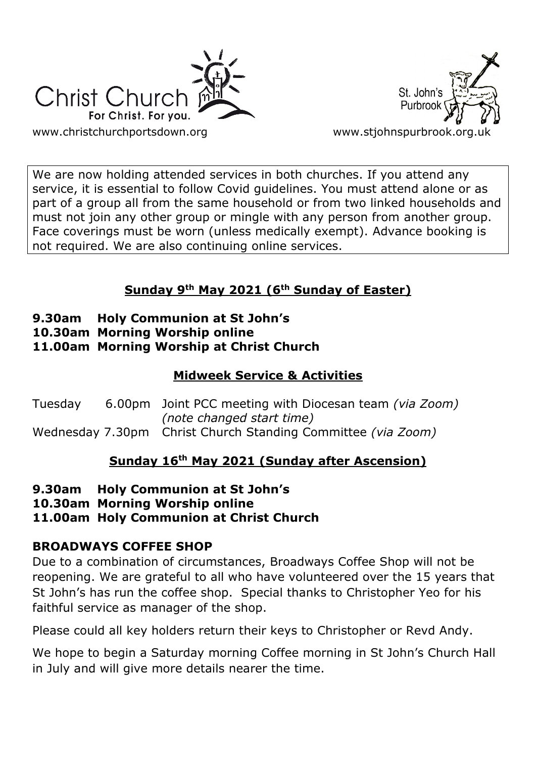Christ Church
For Christ. For you.

www.christchurchportsdown.org

St. John's Purbrook

www.stjohnspurbrook.org.uk

We are now holding attended services in both churches. If you attend any service, it is essential to follow Covid guidelines. You must attend alone or as part of a group all from the same household or from two linked households and must not join any other group or mingle with any person from another group. Face coverings must be worn (unless medically exempt). Advance booking is not required. We are also continuing online services.

## Sunday 9th May 2021 (6th Sunday of Easter)

**9.30am Holy Communion at St John's**
**10.30am Morning Worship online**
**11.00am Morning Worship at Christ Church**

## Midweek Service & Activities

Tuesday 6.00pm Joint PCC meeting with Diocesan team *(via Zoom)* *(note changed start time)*
Wednesday 7.30pm Christ Church Standing Committee *(via Zoom)*

## Sunday 16th May 2021 (Sunday after Ascension)

**9.30am Holy Communion at St John's**
**10.30am Morning Worship online**
**11.00am Holy Communion at Christ Church**

### BROADWAYS COFFEE SHOP

Due to a combination of circumstances, Broadways Coffee Shop will not be reopening. We are grateful to all who have volunteered over the 15 years that St John's has run the coffee shop. Special thanks to Christopher Yeo for his faithful service as manager of the shop.

Please could all key holders return their keys to Christopher or Revd Andy.

We hope to begin a Saturday morning Coffee morning in St John's Church Hall in July and will give more details nearer the time.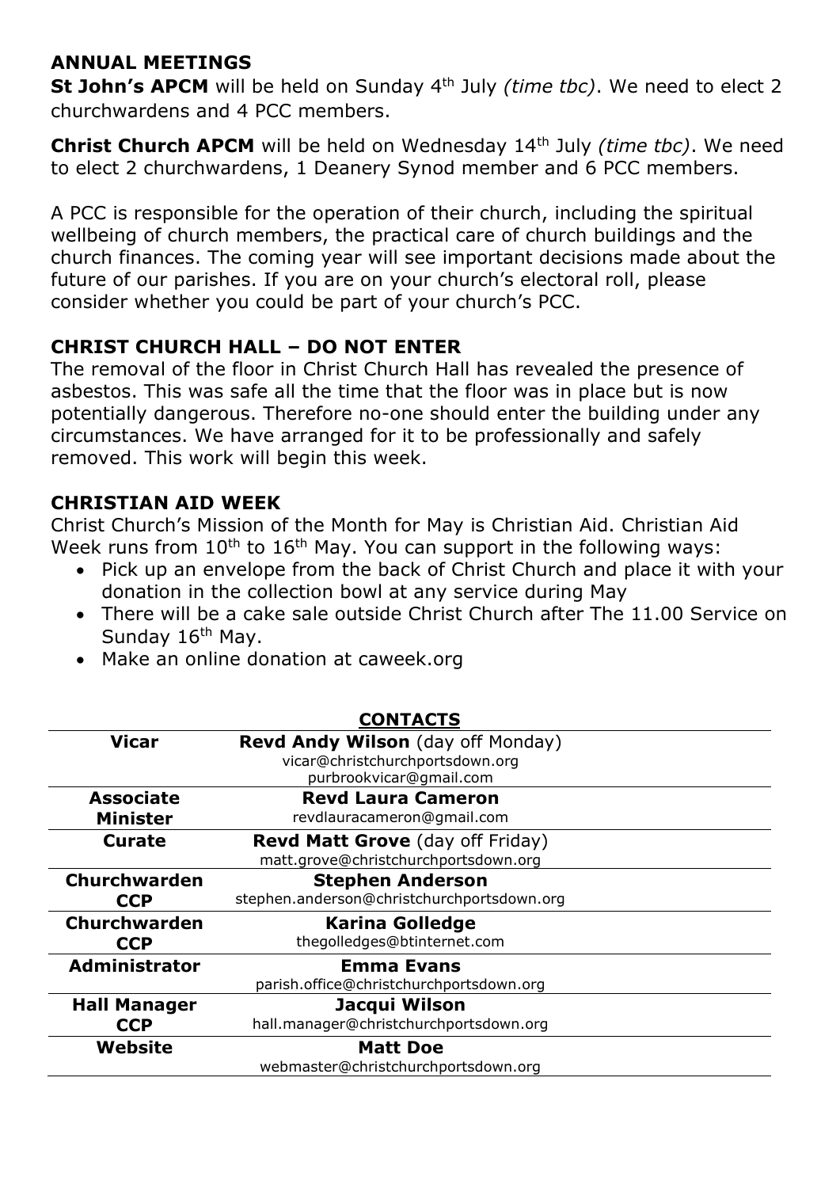## ANNUAL MEETINGS

**St John's APCM** will be held on Sunday 4th July *(time tbc)*. We need to elect 2 churchwardens and 4 PCC members.

**Christ Church APCM** will be held on Wednesday 14th July *(time tbc)*. We need to elect 2 churchwardens, 1 Deanery Synod member and 6 PCC members.

A PCC is responsible for the operation of their church, including the spiritual wellbeing of church members, the practical care of church buildings and the church finances. The coming year will see important decisions made about the future of our parishes. If you are on your church's electoral roll, please consider whether you could be part of your church's PCC.

## CHRIST CHURCH HALL – DO NOT ENTER

The removal of the floor in Christ Church Hall has revealed the presence of asbestos. This was safe all the time that the floor was in place but is now potentially dangerous. Therefore no-one should enter the building under any circumstances. We have arranged for it to be professionally and safely removed. This work will begin this week.

## CHRISTIAN AID WEEK

Christ Church's Mission of the Month for May is Christian Aid. Christian Aid Week runs from 10th to 16th May. You can support in the following ways:

- Pick up an envelope from the back of Christ Church and place it with your donation in the collection bowl at any service during May
- There will be a cake sale outside Christ Church after The 11.00 Service on Sunday 16th May.
- Make an online donation at caweek.org

## CONTACTS

| | |
|---|---|
| **Vicar** | **Revd Andy Wilson** (day off Monday)<br>vicar@christchurchportsdown.org<br>purbrookvicar@gmail.com |
| **Associate Minister** | **Revd Laura Cameron**<br>revdlauracameron@gmail.com |
| **Curate** | **Revd Matt Grove** (day off Friday)<br>matt.grove@christchurchportsdown.org |
| **Churchwarden CCP** | **Stephen Anderson**<br>stephen.anderson@christchurchportsdown.org |
| **Churchwarden CCP** | **Karina Golledge**<br>thegolledges@btinternet.com |
| **Administrator** | **Emma Evans**<br>parish.office@christchurchportsdown.org |
| **Hall Manager CCP** | **Jacqui Wilson**<br>hall.manager@christchurchportsdown.org |
| **Website** | **Matt Doe**<br>webmaster@christchurchportsdown.org |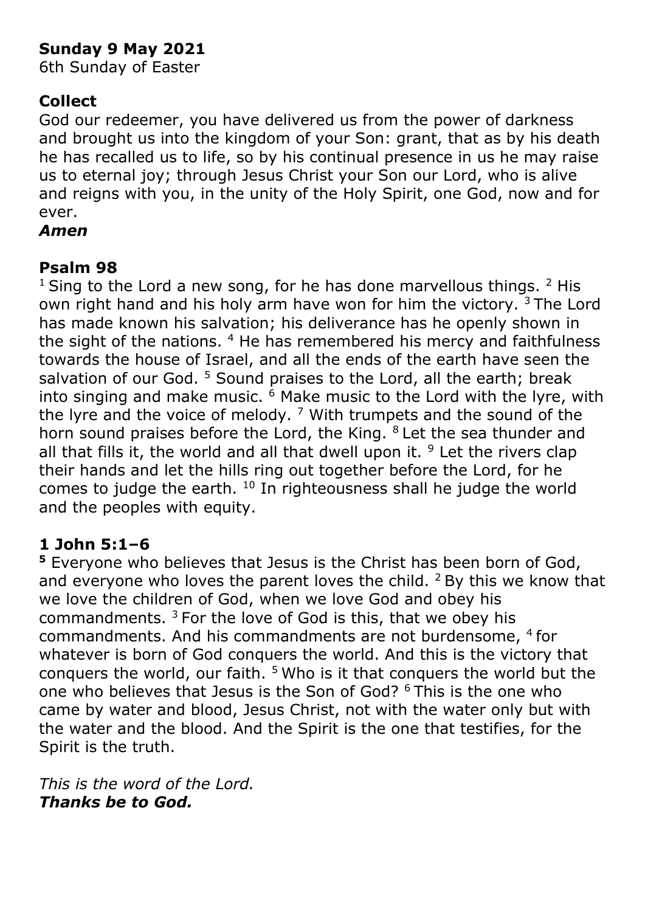**Sunday 9 May 2021**

6th Sunday of Easter

**Collect**

God our redeemer, you have delivered us from the power of darkness and brought us into the kingdom of your Son: grant, that as by his death he has recalled us to life, so by his continual presence in us he may raise us to eternal joy; through Jesus Christ your Son our Lord, who is alive and reigns with you, in the unity of the Holy Spirit, one God, now and for ever.

***Amen***

**Psalm 98**

[1] Sing to the Lord a new song, for he has done marvellous things. [2] His own right hand and his holy arm have won for him the victory. [3] The Lord has made known his salvation; his deliverance has he openly shown in the sight of the nations. [4] He has remembered his mercy and faithfulness towards the house of Israel, and all the ends of the earth have seen the salvation of our God. [5] Sound praises to the Lord, all the earth; break into singing and make music. [6] Make music to the Lord with the lyre, with the lyre and the voice of melody. [7] With trumpets and the sound of the horn sound praises before the Lord, the King. [8] Let the sea thunder and all that fills it, the world and all that dwell upon it. [9] Let the rivers clap their hands and let the hills ring out together before the Lord, for he comes to judge the earth. [10] In righteousness shall he judge the world and the peoples with equity.

**1 John 5:1–6**

**[5]** Everyone who believes that Jesus is the Christ has been born of God, and everyone who loves the parent loves the child. [2] By this we know that we love the children of God, when we love God and obey his commandments. [3] For the love of God is this, that we obey his commandments. And his commandments are not burdensome, [4] for whatever is born of God conquers the world. And this is the victory that conquers the world, our faith. [5] Who is it that conquers the world but the one who believes that Jesus is the Son of God? [6] This is the one who came by water and blood, Jesus Christ, not with the water only but with the water and the blood. And the Spirit is the one that testifies, for the Spirit is the truth.

*This is the word of the Lord.*
***Thanks be to God.***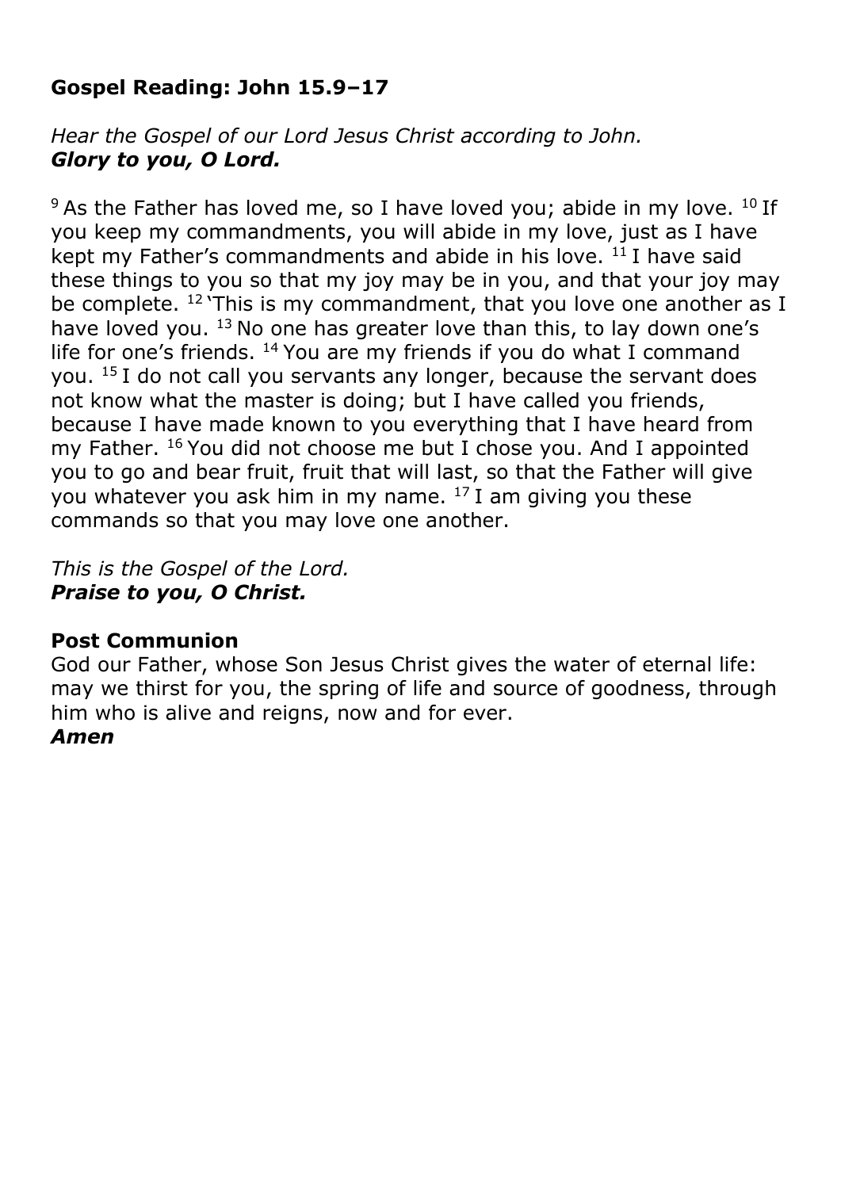**Gospel Reading: John 15.9–17**

*Hear the Gospel of our Lord Jesus Christ according to John.*
***Glory to you, O Lord.***

[9] As the Father has loved me, so I have loved you; abide in my love. [10] If you keep my commandments, you will abide in my love, just as I have kept my Father's commandments and abide in his love. [11] I have said these things to you so that my joy may be in you, and that your joy may be complete. [12] 'This is my commandment, that you love one another as I have loved you. [13] No one has greater love than this, to lay down one's life for one's friends. [14] You are my friends if you do what I command you. [15] I do not call you servants any longer, because the servant does not know what the master is doing; but I have called you friends, because I have made known to you everything that I have heard from my Father. [16] You did not choose me but I chose you. And I appointed you to go and bear fruit, fruit that will last, so that the Father will give you whatever you ask him in my name. [17] I am giving you these commands so that you may love one another.

*This is the Gospel of the Lord.*
***Praise to you, O Christ.***

**Post Communion**

God our Father, whose Son Jesus Christ gives the water of eternal life: may we thirst for you, the spring of life and source of goodness, through him who is alive and reigns, now and for ever.
***Amen***